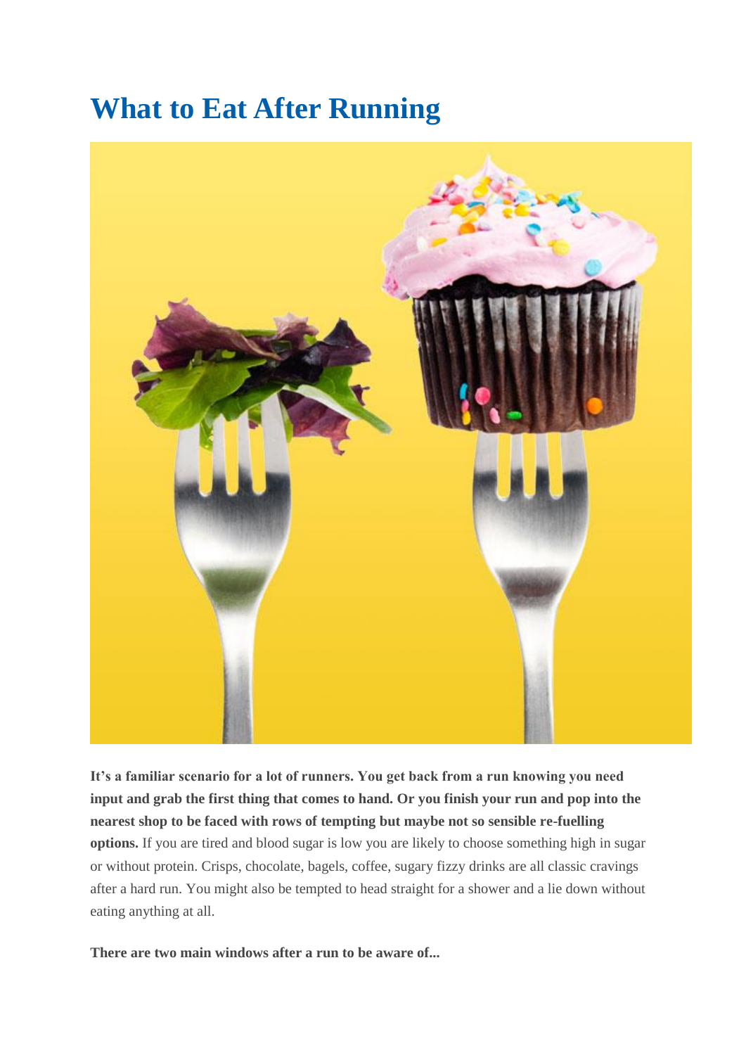# What to Eat After Running

**It's a familiar scenario for a lot of runners. You get back from a run knowing you need input and grab the first thing that comes to hand. Or you finish your run and pop into the nearest shop to be faced with rows of tempting but maybe not so sensible re-fuelling options.** If you are tired and blood sugar is low you are likely to choose something high in sugar or without protein. Crisps, chocolate, bagels, coffee, sugary fizzy drinks are all classic cravings after a hard run. You might also be tempted to head straight for a shower and a lie down without eating anything at all.

**There are two main windows after a run to be aware of...**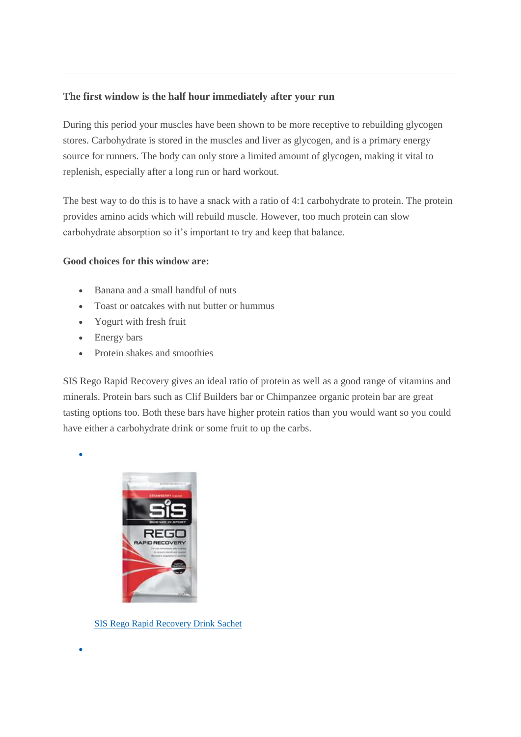---

**The first window is the half hour immediately after your run**

During this period your muscles have been shown to be more receptive to rebuilding glycogen stores. Carbohydrate is stored in the muscles and liver as glycogen, and is a primary energy source for runners. The body can only store a limited amount of glycogen, making it vital to replenish, especially after a long run or hard workout.

The best way to do this is to have a snack with a ratio of 4:1 carbohydrate to protein. The protein provides amino acids which will rebuild muscle. However, too much protein can slow carbohydrate absorption so it's important to try and keep that balance.

**Good choices for this window are:**

- Banana and a small handful of nuts
- Toast or oatcakes with nut butter or hummus
- Yogurt with fresh fruit
- Energy bars
- Protein shakes and smoothies

SIS Rego Rapid Recovery gives an ideal ratio of protein as well as a good range of vitamins and minerals. Protein bars such as Clif Builders bar or Chimpanzee organic protein bar are great tasting options too. Both these bars have higher protein ratios than you would want so you could have either a carbohydrate drink or some fruit to up the carbs.

- SIS Rego Rapid Recovery Drink Sachet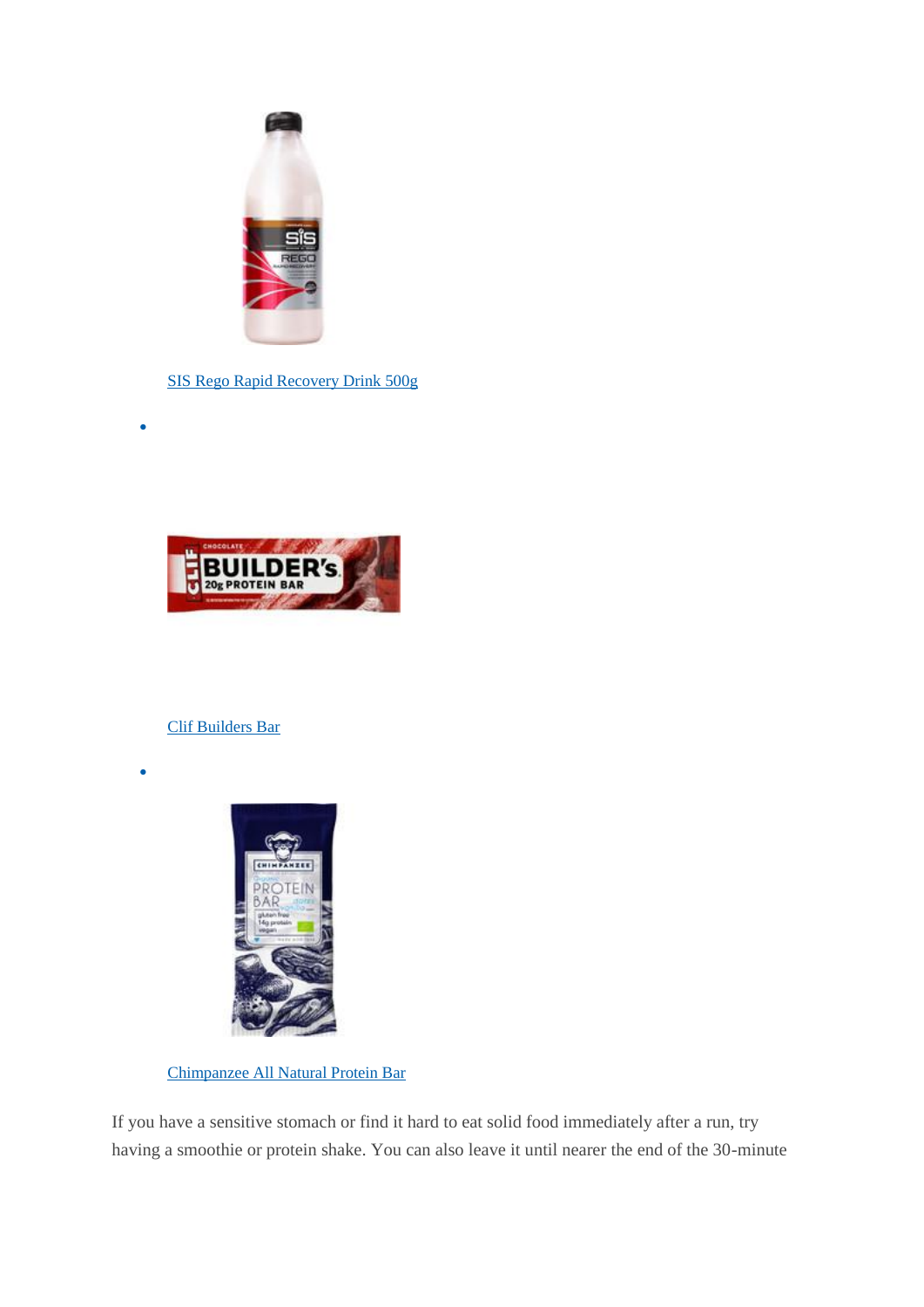[SIS Rego Rapid Recovery Drink 500g]

- [Clif Builders Bar]

- [Chimpanzee All Natural Protein Bar]

If you have a sensitive stomach or find it hard to eat solid food immediately after a run, try having a smoothie or protein shake. You can also leave it until nearer the end of the 30-minute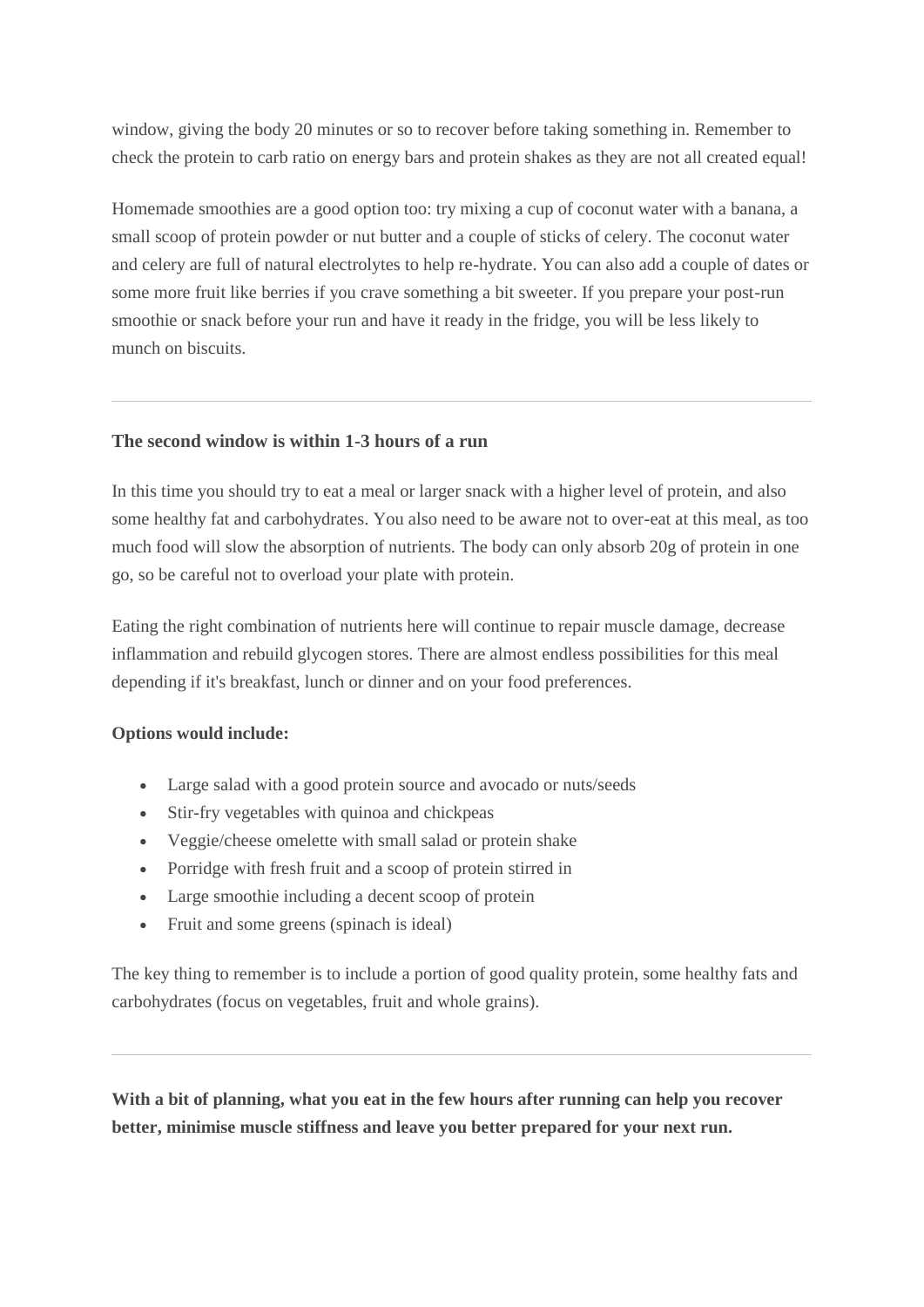window, giving the body 20 minutes or so to recover before taking something in. Remember to check the protein to carb ratio on energy bars and protein shakes as they are not all created equal!

Homemade smoothies are a good option too: try mixing a cup of coconut water with a banana, a small scoop of protein powder or nut butter and a couple of sticks of celery. The coconut water and celery are full of natural electrolytes to help re-hydrate. You can also add a couple of dates or some more fruit like berries if you crave something a bit sweeter. If you prepare your post-run smoothie or snack before your run and have it ready in the fridge, you will be less likely to munch on biscuits.

---

**The second window is within 1-3 hours of a run**

In this time you should try to eat a meal or larger snack with a higher level of protein, and also some healthy fat and carbohydrates. You also need to be aware not to over-eat at this meal, as too much food will slow the absorption of nutrients. The body can only absorb 20g of protein in one go, so be careful not to overload your plate with protein.

Eating the right combination of nutrients here will continue to repair muscle damage, decrease inflammation and rebuild glycogen stores. There are almost endless possibilities for this meal depending if it's breakfast, lunch or dinner and on your food preferences.

**Options would include:**

- Large salad with a good protein source and avocado or nuts/seeds
- Stir-fry vegetables with quinoa and chickpeas
- Veggie/cheese omelette with small salad or protein shake
- Porridge with fresh fruit and a scoop of protein stirred in
- Large smoothie including a decent scoop of protein
- Fruit and some greens (spinach is ideal)

The key thing to remember is to include a portion of good quality protein, some healthy fats and carbohydrates (focus on vegetables, fruit and whole grains).

---

**With a bit of planning, what you eat in the few hours after running can help you recover better, minimise muscle stiffness and leave you better prepared for your next run.**